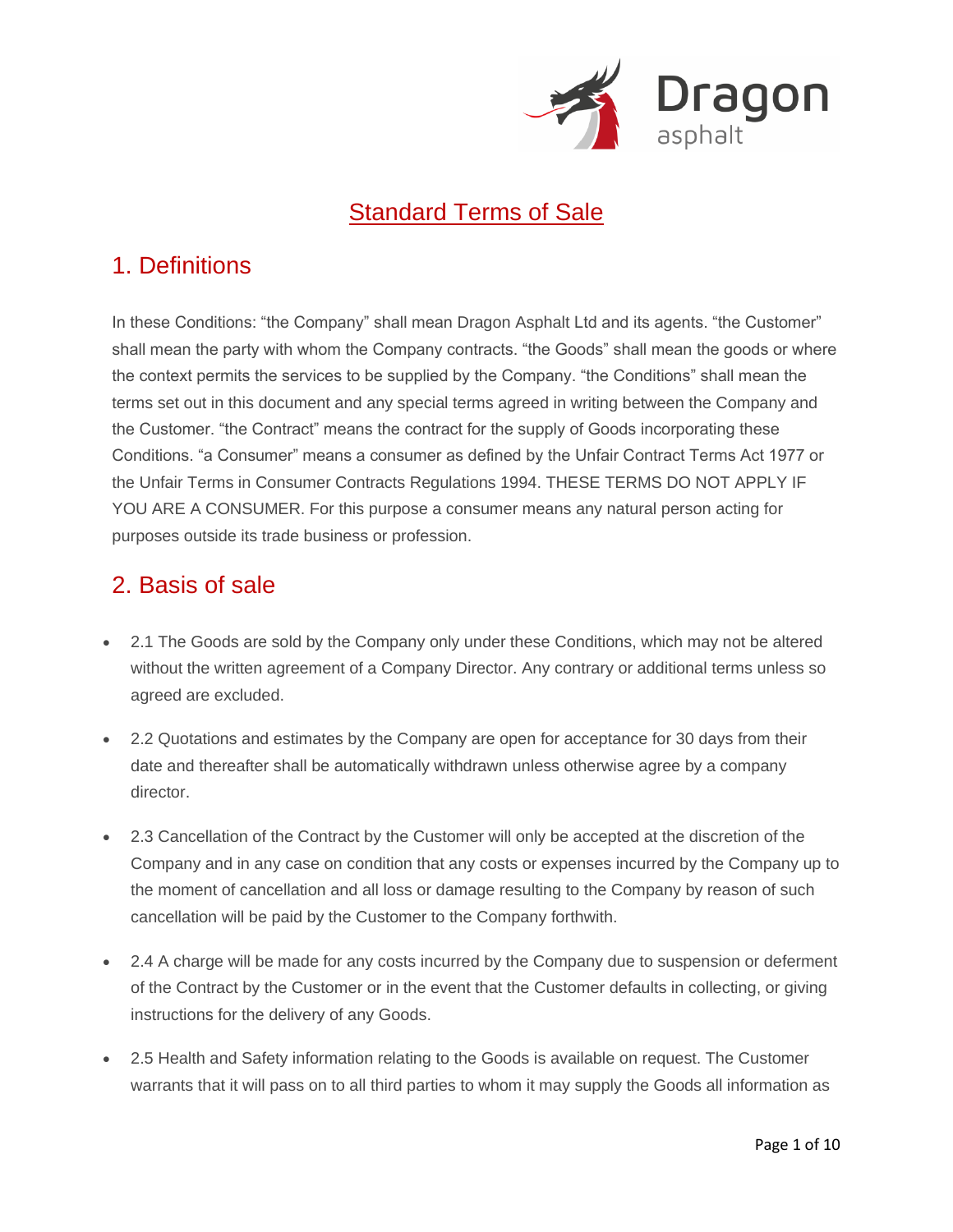# Standard Terms of Sale

## 1. Definitions

In these Conditions: "the Company" shall mean Dragon Asphalt Ltd and its agents. "the Customer" shall mean the party with whom the Company contracts. "the Goods" shall mean the goods or where the context permits the services to be supplied by the Company. "the Conditions" shall mean the terms set out in this document and any special terms agreed in writing between the Company and the Customer. "the Contract" means the contract for the supply of Goods incorporating these Conditions. "a Consumer" means a consumer as defined by the Unfair Contract Terms Act 1977 or the Unfair Terms in Consumer Contracts Regulations 1994. THESE TERMS DO NOT APPLY IF YOU ARE A CONSUMER. For this purpose a consumer means any natural person acting for purposes outside its trade business or profession.

## 2. Basis of sale

- 2.1 The Goods are sold by the Company only under these Conditions, which may not be altered without the written agreement of a Company Director. Any contrary or additional terms unless so agreed are excluded.
- 2.2 Quotations and estimates by the Company are open for acceptance for 30 days from their date and thereafter shall be automatically withdrawn unless otherwise agree by a company director.
- 2.3 Cancellation of the Contract by the Customer will only be accepted at the discretion of the Company and in any case on condition that any costs or expenses incurred by the Company up to the moment of cancellation and all loss or damage resulting to the Company by reason of such cancellation will be paid by the Customer to the Company forthwith.
- 2.4 A charge will be made for any costs incurred by the Company due to suspension or deferment of the Contract by the Customer or in the event that the Customer defaults in collecting, or giving instructions for the delivery of any Goods.
- 2.5 Health and Safety information relating to the Goods is available on request. The Customer warrants that it will pass on to all third parties to whom it may supply the Goods all information as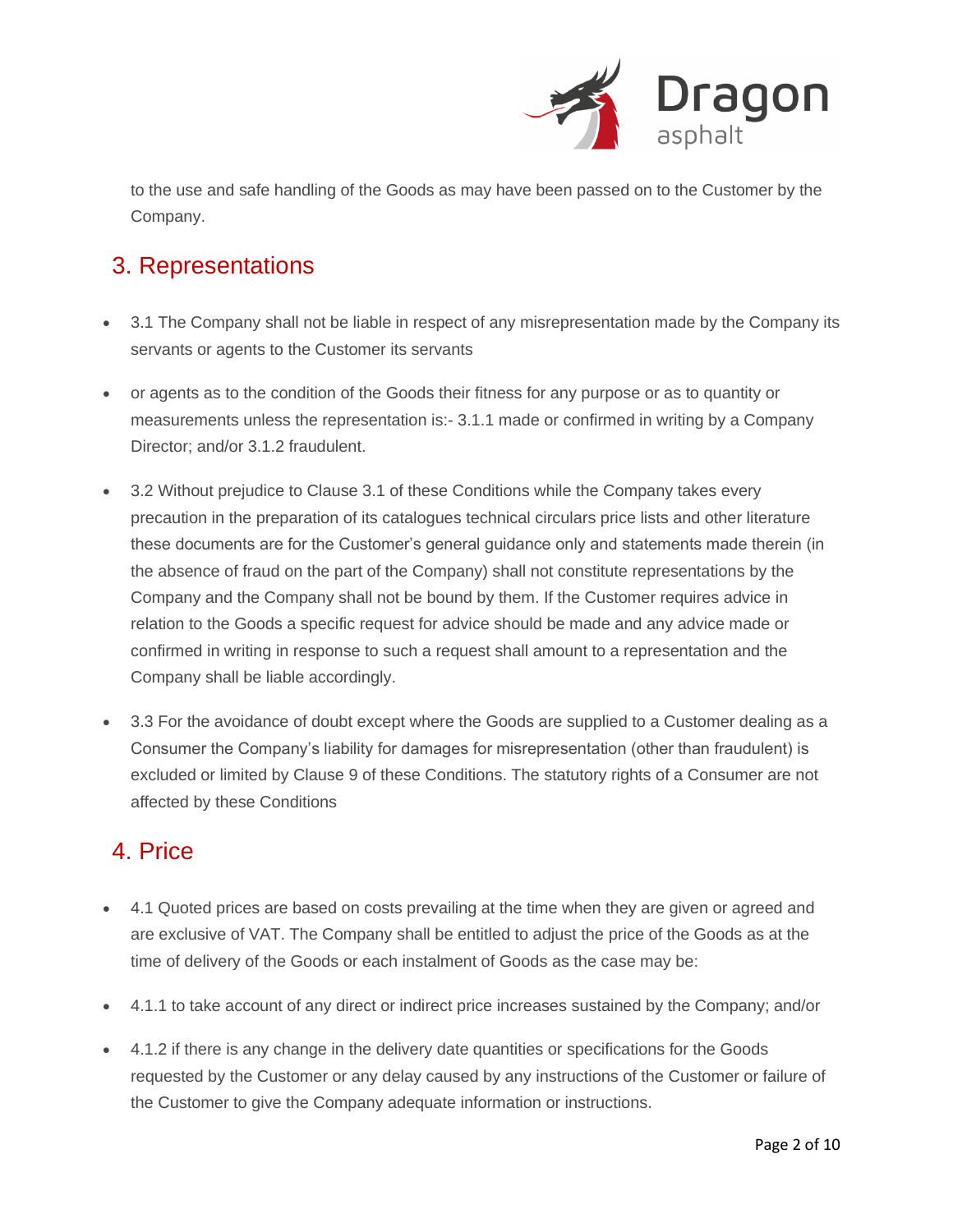to the use and safe handling of the Goods as may have been passed on to the Customer by the Company.

## 3. Representations

- 3.1 The Company shall not be liable in respect of any misrepresentation made by the Company its servants or agents to the Customer its servants
- or agents as to the condition of the Goods their fitness for any purpose or as to quantity or measurements unless the representation is:- 3.1.1 made or confirmed in writing by a Company Director; and/or 3.1.2 fraudulent.
- 3.2 Without prejudice to Clause 3.1 of these Conditions while the Company takes every precaution in the preparation of its catalogues technical circulars price lists and other literature these documents are for the Customer's general guidance only and statements made therein (in the absence of fraud on the part of the Company) shall not constitute representations by the Company and the Company shall not be bound by them. If the Customer requires advice in relation to the Goods a specific request for advice should be made and any advice made or confirmed in writing in response to such a request shall amount to a representation and the Company shall be liable accordingly.
- 3.3 For the avoidance of doubt except where the Goods are supplied to a Customer dealing as a Consumer the Company's liability for damages for misrepresentation (other than fraudulent) is excluded or limited by Clause 9 of these Conditions. The statutory rights of a Consumer are not affected by these Conditions

## 4. Price

- 4.1 Quoted prices are based on costs prevailing at the time when they are given or agreed and are exclusive of VAT. The Company shall be entitled to adjust the price of the Goods as at the time of delivery of the Goods or each instalment of Goods as the case may be:
- 4.1.1 to take account of any direct or indirect price increases sustained by the Company; and/or
- 4.1.2 if there is any change in the delivery date quantities or specifications for the Goods requested by the Customer or any delay caused by any instructions of the Customer or failure of the Customer to give the Company adequate information or instructions.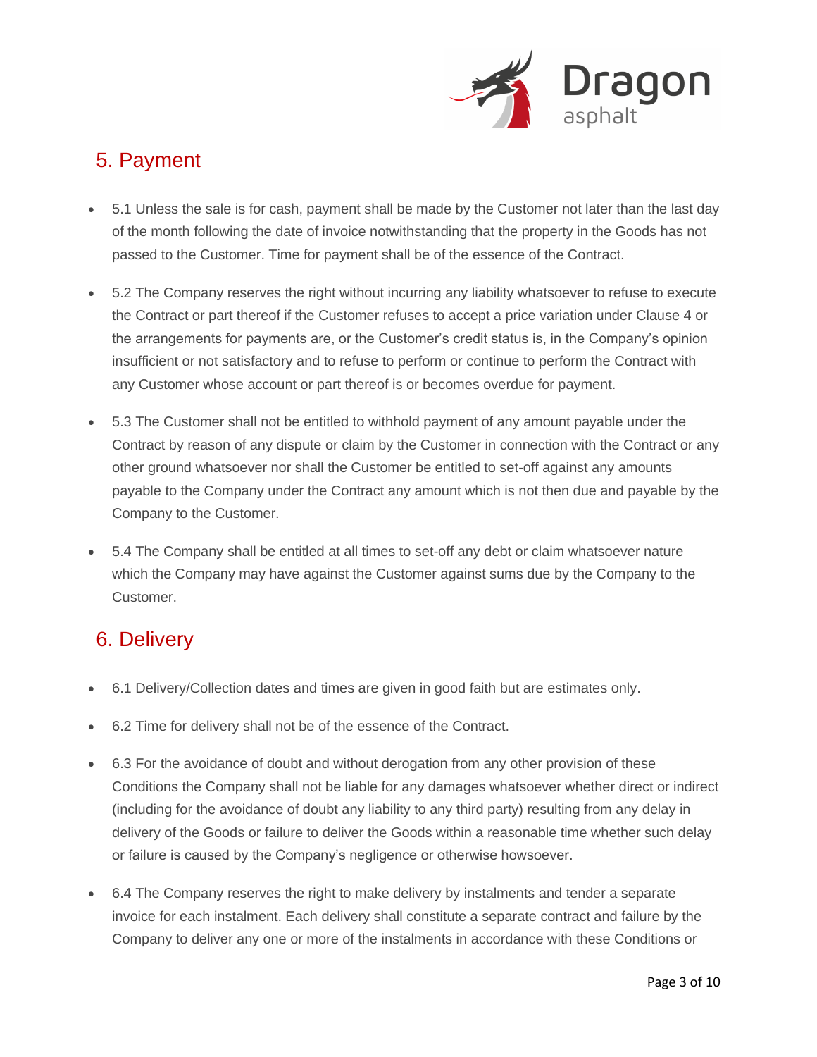## 5. Payment

- 5.1 Unless the sale is for cash, payment shall be made by the Customer not later than the last day of the month following the date of invoice notwithstanding that the property in the Goods has not passed to the Customer. Time for payment shall be of the essence of the Contract.
- 5.2 The Company reserves the right without incurring any liability whatsoever to refuse to execute the Contract or part thereof if the Customer refuses to accept a price variation under Clause 4 or the arrangements for payments are, or the Customer's credit status is, in the Company's opinion insufficient or not satisfactory and to refuse to perform or continue to perform the Contract with any Customer whose account or part thereof is or becomes overdue for payment.
- 5.3 The Customer shall not be entitled to withhold payment of any amount payable under the Contract by reason of any dispute or claim by the Customer in connection with the Contract or any other ground whatsoever nor shall the Customer be entitled to set-off against any amounts payable to the Company under the Contract any amount which is not then due and payable by the Company to the Customer.
- 5.4 The Company shall be entitled at all times to set-off any debt or claim whatsoever nature which the Company may have against the Customer against sums due by the Company to the Customer.

## 6. Delivery

- 6.1 Delivery/Collection dates and times are given in good faith but are estimates only.
- 6.2 Time for delivery shall not be of the essence of the Contract.
- 6.3 For the avoidance of doubt and without derogation from any other provision of these Conditions the Company shall not be liable for any damages whatsoever whether direct or indirect (including for the avoidance of doubt any liability to any third party) resulting from any delay in delivery of the Goods or failure to deliver the Goods within a reasonable time whether such delay or failure is caused by the Company's negligence or otherwise howsoever.
- 6.4 The Company reserves the right to make delivery by instalments and tender a separate invoice for each instalment. Each delivery shall constitute a separate contract and failure by the Company to deliver any one or more of the instalments in accordance with these Conditions or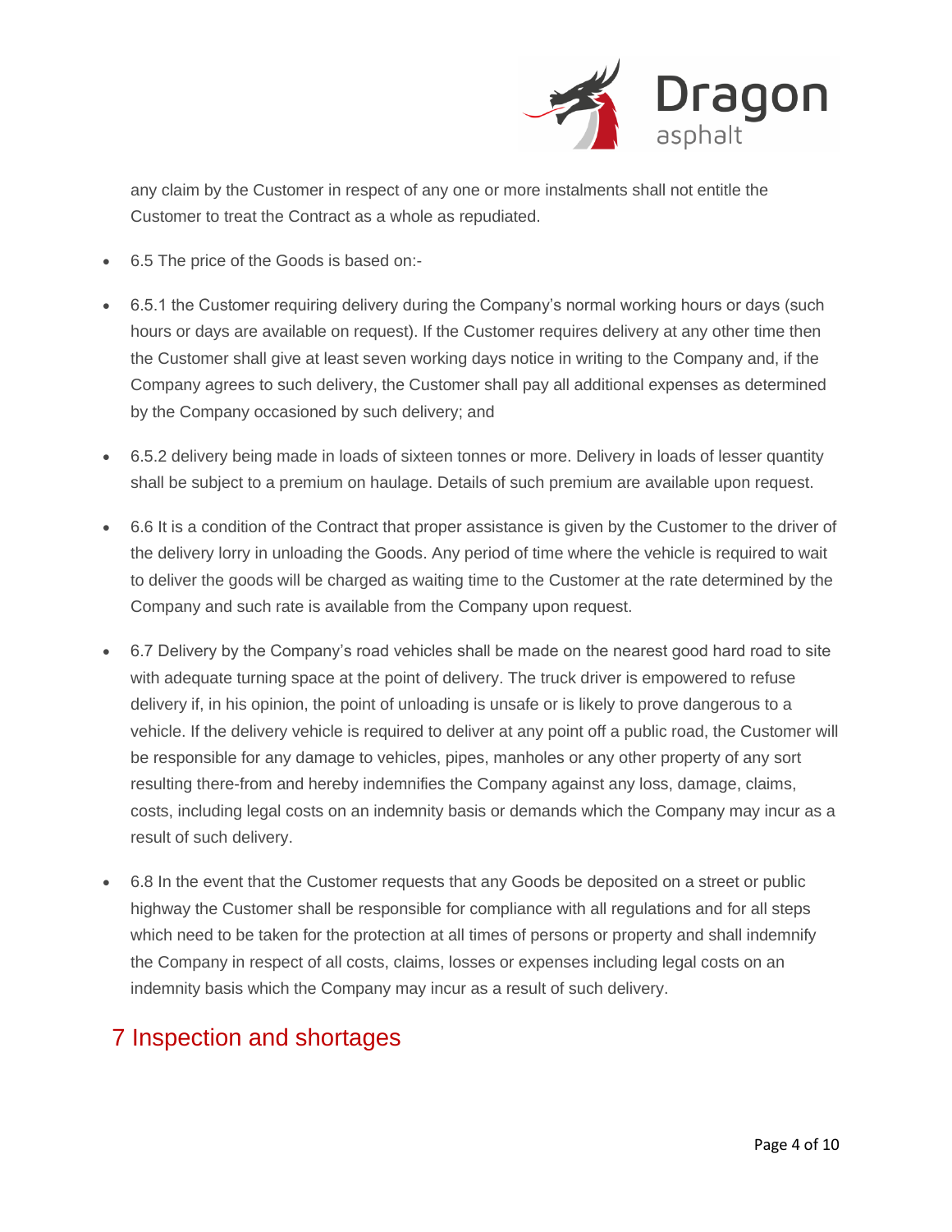any claim by the Customer in respect of any one or more instalments shall not entitle the Customer to treat the Contract as a whole as repudiated.

- 6.5 The price of the Goods is based on:-
- 6.5.1 the Customer requiring delivery during the Company's normal working hours or days (such hours or days are available on request). If the Customer requires delivery at any other time then the Customer shall give at least seven working days notice in writing to the Company and, if the Company agrees to such delivery, the Customer shall pay all additional expenses as determined by the Company occasioned by such delivery; and
- 6.5.2 delivery being made in loads of sixteen tonnes or more. Delivery in loads of lesser quantity shall be subject to a premium on haulage. Details of such premium are available upon request.
- 6.6 It is a condition of the Contract that proper assistance is given by the Customer to the driver of the delivery lorry in unloading the Goods. Any period of time where the vehicle is required to wait to deliver the goods will be charged as waiting time to the Customer at the rate determined by the Company and such rate is available from the Company upon request.
- 6.7 Delivery by the Company's road vehicles shall be made on the nearest good hard road to site with adequate turning space at the point of delivery. The truck driver is empowered to refuse delivery if, in his opinion, the point of unloading is unsafe or is likely to prove dangerous to a vehicle. If the delivery vehicle is required to deliver at any point off a public road, the Customer will be responsible for any damage to vehicles, pipes, manholes or any other property of any sort resulting there-from and hereby indemnifies the Company against any loss, damage, claims, costs, including legal costs on an indemnity basis or demands which the Company may incur as a result of such delivery.
- 6.8 In the event that the Customer requests that any Goods be deposited on a street or public highway the Customer shall be responsible for compliance with all regulations and for all steps which need to be taken for the protection at all times of persons or property and shall indemnify the Company in respect of all costs, claims, losses or expenses including legal costs on an indemnity basis which the Company may incur as a result of such delivery.

## 7 Inspection and shortages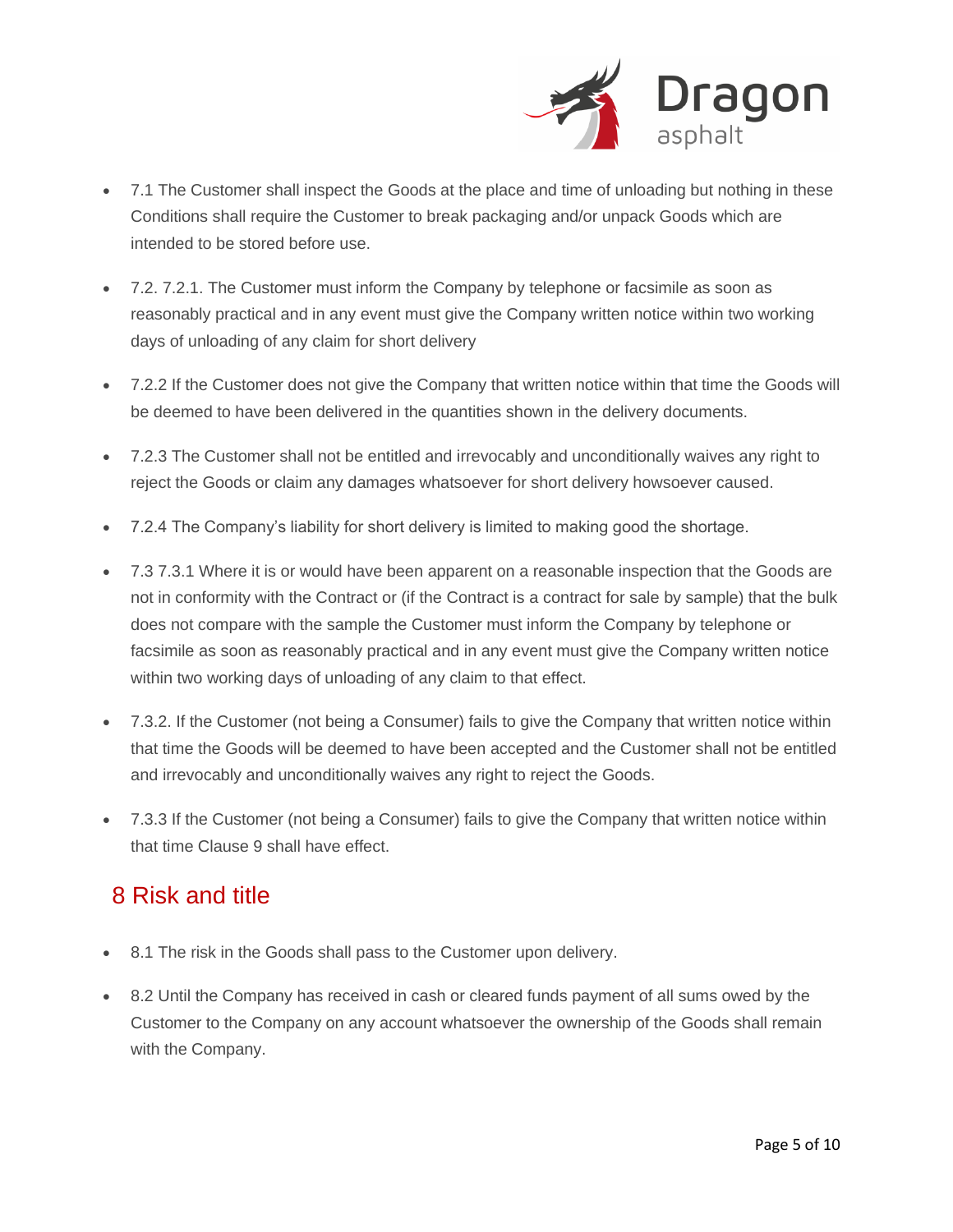- 7.1 The Customer shall inspect the Goods at the place and time of unloading but nothing in these Conditions shall require the Customer to break packaging and/or unpack Goods which are intended to be stored before use.
- 7.2. 7.2.1. The Customer must inform the Company by telephone or facsimile as soon as reasonably practical and in any event must give the Company written notice within two working days of unloading of any claim for short delivery
- 7.2.2 If the Customer does not give the Company that written notice within that time the Goods will be deemed to have been delivered in the quantities shown in the delivery documents.
- 7.2.3 The Customer shall not be entitled and irrevocably and unconditionally waives any right to reject the Goods or claim any damages whatsoever for short delivery howsoever caused.
- 7.2.4 The Company's liability for short delivery is limited to making good the shortage.
- 7.3 7.3.1 Where it is or would have been apparent on a reasonable inspection that the Goods are not in conformity with the Contract or (if the Contract is a contract for sale by sample) that the bulk does not compare with the sample the Customer must inform the Company by telephone or facsimile as soon as reasonably practical and in any event must give the Company written notice within two working days of unloading of any claim to that effect.
- 7.3.2. If the Customer (not being a Consumer) fails to give the Company that written notice within that time the Goods will be deemed to have been accepted and the Customer shall not be entitled and irrevocably and unconditionally waives any right to reject the Goods.
- 7.3.3 If the Customer (not being a Consumer) fails to give the Company that written notice within that time Clause 9 shall have effect.

## 8 Risk and title

- 8.1 The risk in the Goods shall pass to the Customer upon delivery.
- 8.2 Until the Company has received in cash or cleared funds payment of all sums owed by the Customer to the Company on any account whatsoever the ownership of the Goods shall remain with the Company.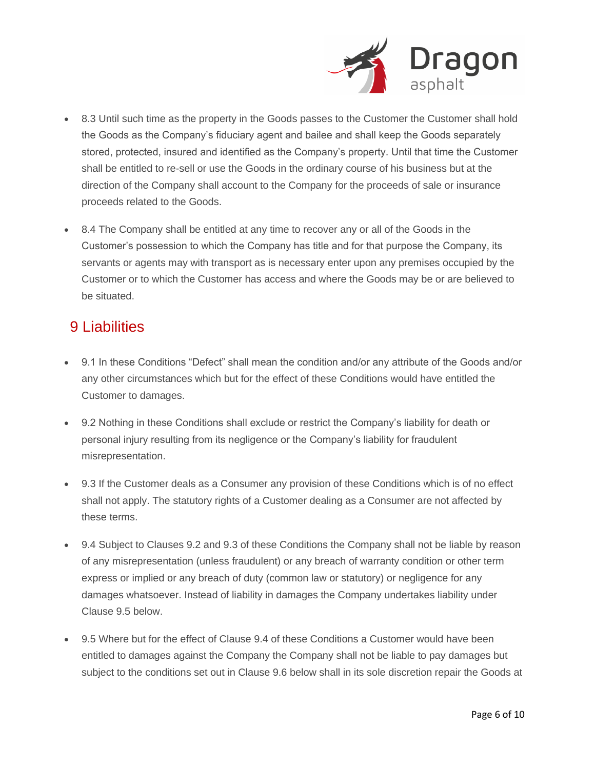- 8.3 Until such time as the property in the Goods passes to the Customer the Customer shall hold the Goods as the Company's fiduciary agent and bailee and shall keep the Goods separately stored, protected, insured and identified as the Company's property. Until that time the Customer shall be entitled to re-sell or use the Goods in the ordinary course of his business but at the direction of the Company shall account to the Company for the proceeds of sale or insurance proceeds related to the Goods.
- 8.4 The Company shall be entitled at any time to recover any or all of the Goods in the Customer's possession to which the Company has title and for that purpose the Company, its servants or agents may with transport as is necessary enter upon any premises occupied by the Customer or to which the Customer has access and where the Goods may be or are believed to be situated.

## 9 Liabilities

- 9.1 In these Conditions "Defect" shall mean the condition and/or any attribute of the Goods and/or any other circumstances which but for the effect of these Conditions would have entitled the Customer to damages.
- 9.2 Nothing in these Conditions shall exclude or restrict the Company's liability for death or personal injury resulting from its negligence or the Company's liability for fraudulent misrepresentation.
- 9.3 If the Customer deals as a Consumer any provision of these Conditions which is of no effect shall not apply. The statutory rights of a Customer dealing as a Consumer are not affected by these terms.
- 9.4 Subject to Clauses 9.2 and 9.3 of these Conditions the Company shall not be liable by reason of any misrepresentation (unless fraudulent) or any breach of warranty condition or other term express or implied or any breach of duty (common law or statutory) or negligence for any damages whatsoever. Instead of liability in damages the Company undertakes liability under Clause 9.5 below.
- 9.5 Where but for the effect of Clause 9.4 of these Conditions a Customer would have been entitled to damages against the Company the Company shall not be liable to pay damages but subject to the conditions set out in Clause 9.6 below shall in its sole discretion repair the Goods at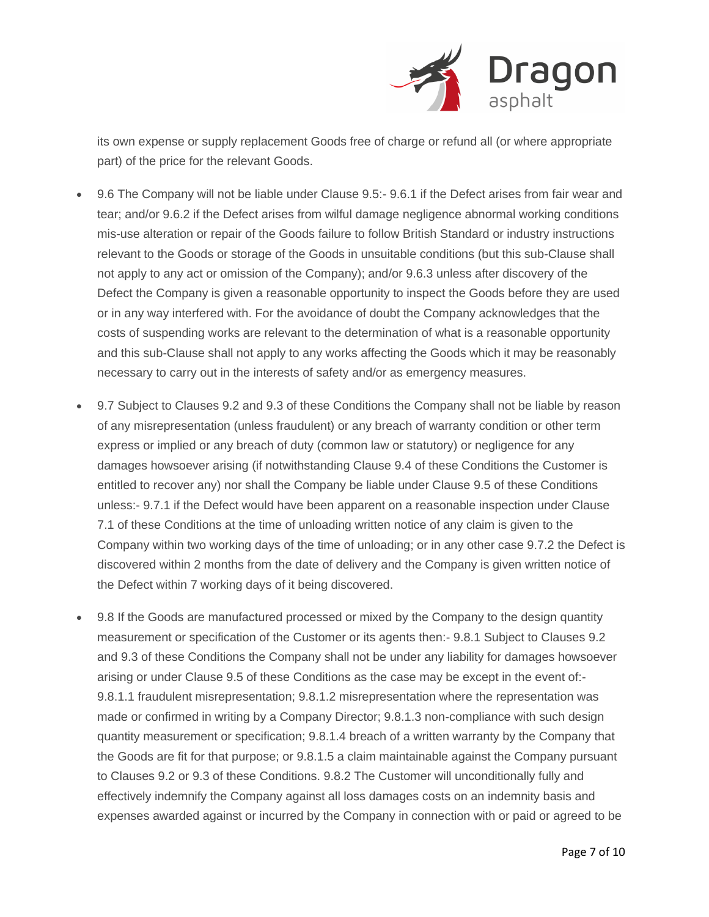its own expense or supply replacement Goods free of charge or refund all (or where appropriate part) of the price for the relevant Goods.

- 9.6 The Company will not be liable under Clause 9.5:- 9.6.1 if the Defect arises from fair wear and tear; and/or 9.6.2 if the Defect arises from wilful damage negligence abnormal working conditions mis-use alteration or repair of the Goods failure to follow British Standard or industry instructions relevant to the Goods or storage of the Goods in unsuitable conditions (but this sub-Clause shall not apply to any act or omission of the Company); and/or 9.6.3 unless after discovery of the Defect the Company is given a reasonable opportunity to inspect the Goods before they are used or in any way interfered with. For the avoidance of doubt the Company acknowledges that the costs of suspending works are relevant to the determination of what is a reasonable opportunity and this sub-Clause shall not apply to any works affecting the Goods which it may be reasonably necessary to carry out in the interests of safety and/or as emergency measures.
- 9.7 Subject to Clauses 9.2 and 9.3 of these Conditions the Company shall not be liable by reason of any misrepresentation (unless fraudulent) or any breach of warranty condition or other term express or implied or any breach of duty (common law or statutory) or negligence for any damages howsoever arising (if notwithstanding Clause 9.4 of these Conditions the Customer is entitled to recover any) nor shall the Company be liable under Clause 9.5 of these Conditions unless:- 9.7.1 if the Defect would have been apparent on a reasonable inspection under Clause 7.1 of these Conditions at the time of unloading written notice of any claim is given to the Company within two working days of the time of unloading; or in any other case 9.7.2 the Defect is discovered within 2 months from the date of delivery and the Company is given written notice of the Defect within 7 working days of it being discovered.
- 9.8 If the Goods are manufactured processed or mixed by the Company to the design quantity measurement or specification of the Customer or its agents then:- 9.8.1 Subject to Clauses 9.2 and 9.3 of these Conditions the Company shall not be under any liability for damages howsoever arising or under Clause 9.5 of these Conditions as the case may be except in the event of:- 9.8.1.1 fraudulent misrepresentation; 9.8.1.2 misrepresentation where the representation was made or confirmed in writing by a Company Director; 9.8.1.3 non-compliance with such design quantity measurement or specification; 9.8.1.4 breach of a written warranty by the Company that the Goods are fit for that purpose; or 9.8.1.5 a claim maintainable against the Company pursuant to Clauses 9.2 or 9.3 of these Conditions. 9.8.2 The Customer will unconditionally fully and effectively indemnify the Company against all loss damages costs on an indemnity basis and expenses awarded against or incurred by the Company in connection with or paid or agreed to be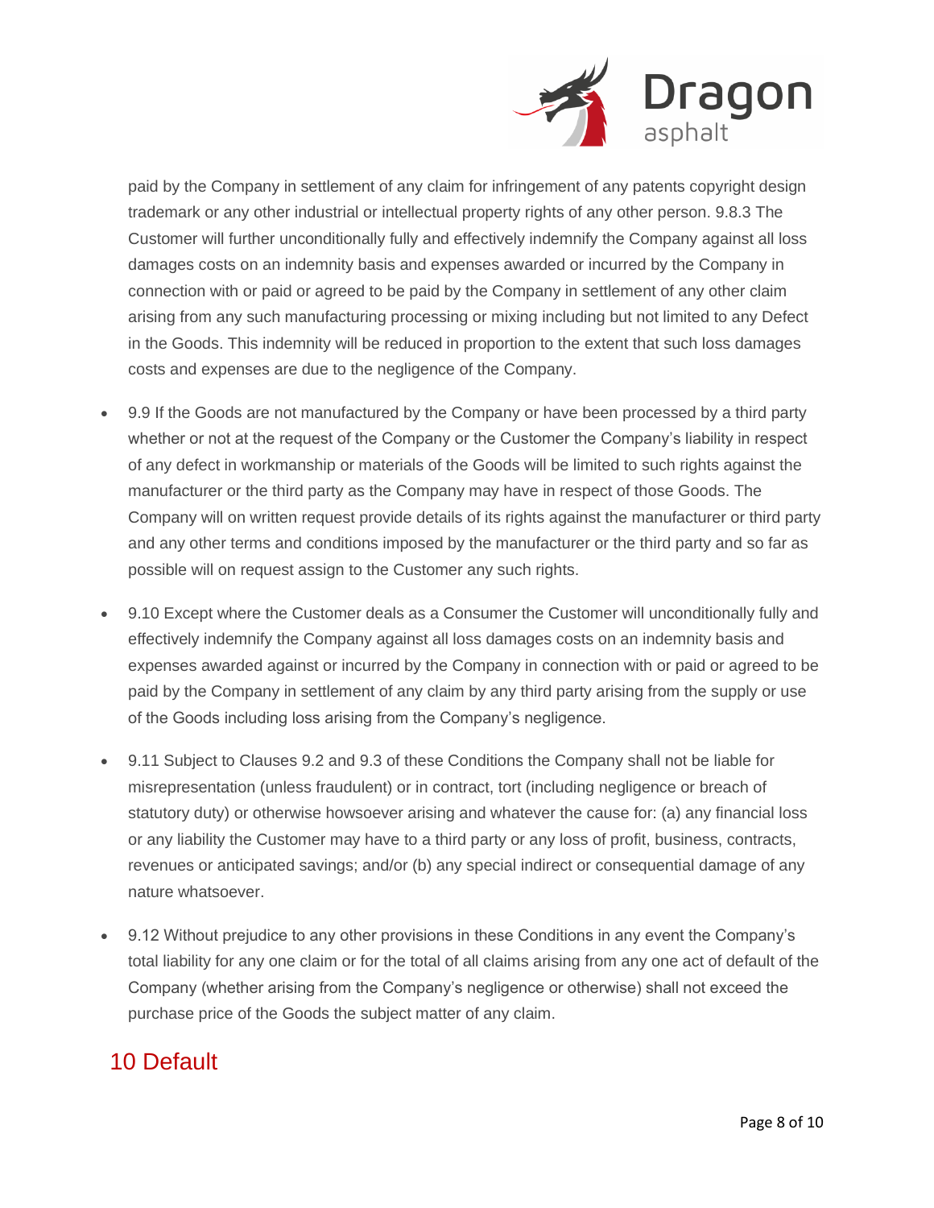paid by the Company in settlement of any claim for infringement of any patents copyright design trademark or any other industrial or intellectual property rights of any other person. 9.8.3 The Customer will further unconditionally fully and effectively indemnify the Company against all loss damages costs on an indemnity basis and expenses awarded or incurred by the Company in connection with or paid or agreed to be paid by the Company in settlement of any other claim arising from any such manufacturing processing or mixing including but not limited to any Defect in the Goods. This indemnity will be reduced in proportion to the extent that such loss damages costs and expenses are due to the negligence of the Company.

- 9.9 If the Goods are not manufactured by the Company or have been processed by a third party whether or not at the request of the Company or the Customer the Company's liability in respect of any defect in workmanship or materials of the Goods will be limited to such rights against the manufacturer or the third party as the Company may have in respect of those Goods. The Company will on written request provide details of its rights against the manufacturer or third party and any other terms and conditions imposed by the manufacturer or the third party and so far as possible will on request assign to the Customer any such rights.
- 9.10 Except where the Customer deals as a Consumer the Customer will unconditionally fully and effectively indemnify the Company against all loss damages costs on an indemnity basis and expenses awarded against or incurred by the Company in connection with or paid or agreed to be paid by the Company in settlement of any claim by any third party arising from the supply or use of the Goods including loss arising from the Company's negligence.
- 9.11 Subject to Clauses 9.2 and 9.3 of these Conditions the Company shall not be liable for misrepresentation (unless fraudulent) or in contract, tort (including negligence or breach of statutory duty) or otherwise howsoever arising and whatever the cause for: (a) any financial loss or any liability the Customer may have to a third party or any loss of profit, business, contracts, revenues or anticipated savings; and/or (b) any special indirect or consequential damage of any nature whatsoever.
- 9.12 Without prejudice to any other provisions in these Conditions in any event the Company's total liability for any one claim or for the total of all claims arising from any one act of default of the Company (whether arising from the Company's negligence or otherwise) shall not exceed the purchase price of the Goods the subject matter of any claim.

## 10 Default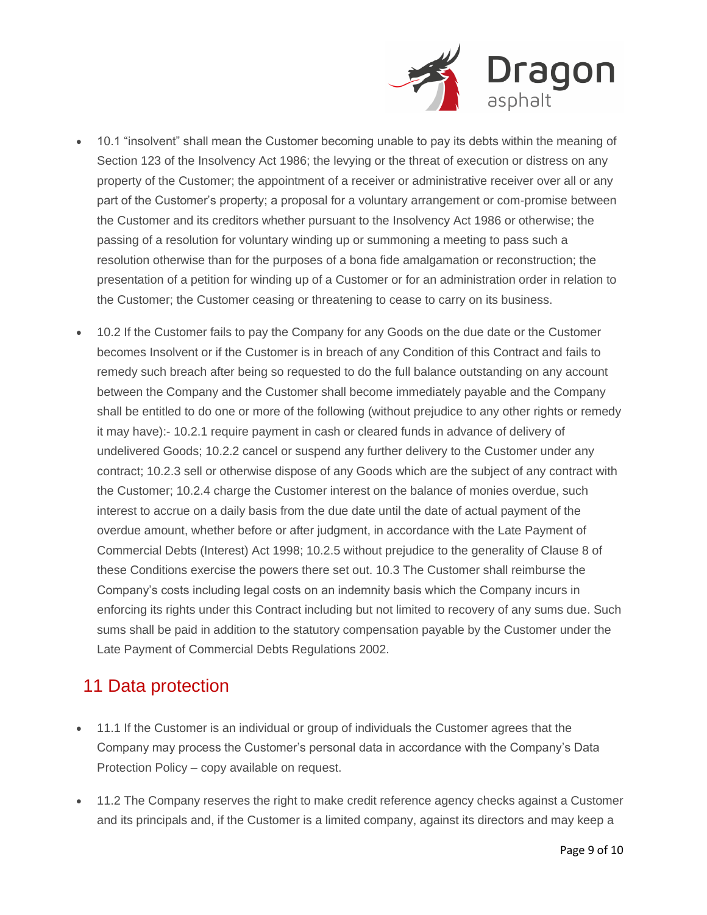- 10.1 “insolvent” shall mean the Customer becoming unable to pay its debts within the meaning of Section 123 of the Insolvency Act 1986; the levying or the threat of execution or distress on any property of the Customer; the appointment of a receiver or administrative receiver over all or any part of the Customer’s property; a proposal for a voluntary arrangement or com-promise between the Customer and its creditors whether pursuant to the Insolvency Act 1986 or otherwise; the passing of a resolution for voluntary winding up or summoning a meeting to pass such a resolution otherwise than for the purposes of a bona fide amalgamation or reconstruction; the presentation of a petition for winding up of a Customer or for an administration order in relation to the Customer; the Customer ceasing or threatening to cease to carry on its business.

- 10.2 If the Customer fails to pay the Company for any Goods on the due date or the Customer becomes Insolvent or if the Customer is in breach of any Condition of this Contract and fails to remedy such breach after being so requested to do the full balance outstanding on any account between the Company and the Customer shall become immediately payable and the Company shall be entitled to do one or more of the following (without prejudice to any other rights or remedy it may have):- 10.2.1 require payment in cash or cleared funds in advance of delivery of undelivered Goods; 10.2.2 cancel or suspend any further delivery to the Customer under any contract; 10.2.3 sell or otherwise dispose of any Goods which are the subject of any contract with the Customer; 10.2.4 charge the Customer interest on the balance of monies overdue, such interest to accrue on a daily basis from the due date until the date of actual payment of the overdue amount, whether before or after judgment, in accordance with the Late Payment of Commercial Debts (Interest) Act 1998; 10.2.5 without prejudice to the generality of Clause 8 of these Conditions exercise the powers there set out. 10.3 The Customer shall reimburse the Company’s costs including legal costs on an indemnity basis which the Company incurs in enforcing its rights under this Contract including but not limited to recovery of any sums due. Such sums shall be paid in addition to the statutory compensation payable by the Customer under the Late Payment of Commercial Debts Regulations 2002.

## 11 Data protection

- 11.1 If the Customer is an individual or group of individuals the Customer agrees that the Company may process the Customer’s personal data in accordance with the Company’s Data Protection Policy – copy available on request.

- 11.2 The Company reserves the right to make credit reference agency checks against a Customer and its principals and, if the Customer is a limited company, against its directors and may keep a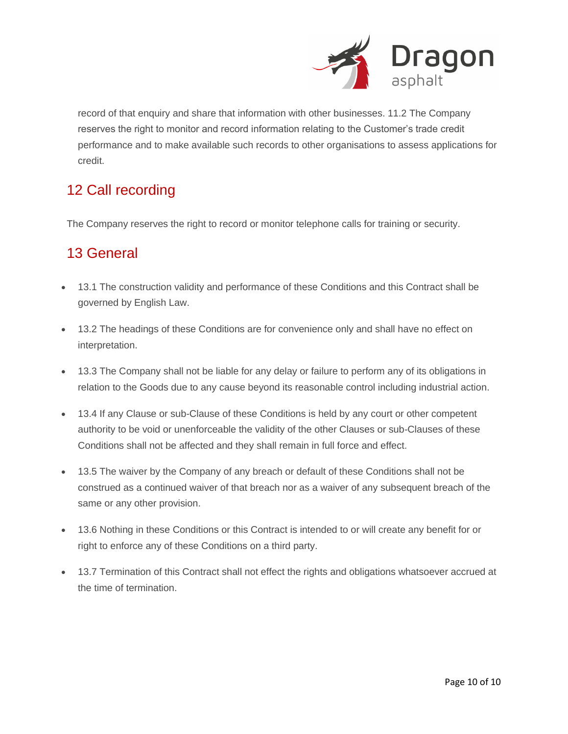record of that enquiry and share that information with other businesses. 11.2 The Company reserves the right to monitor and record information relating to the Customer's trade credit performance and to make available such records to other organisations to assess applications for credit.

## 12 Call recording

The Company reserves the right to record or monitor telephone calls for training or security.

## 13 General

- 13.1 The construction validity and performance of these Conditions and this Contract shall be governed by English Law.
- 13.2 The headings of these Conditions are for convenience only and shall have no effect on interpretation.
- 13.3 The Company shall not be liable for any delay or failure to perform any of its obligations in relation to the Goods due to any cause beyond its reasonable control including industrial action.
- 13.4 If any Clause or sub-Clause of these Conditions is held by any court or other competent authority to be void or unenforceable the validity of the other Clauses or sub-Clauses of these Conditions shall not be affected and they shall remain in full force and effect.
- 13.5 The waiver by the Company of any breach or default of these Conditions shall not be construed as a continued waiver of that breach nor as a waiver of any subsequent breach of the same or any other provision.
- 13.6 Nothing in these Conditions or this Contract is intended to or will create any benefit for or right to enforce any of these Conditions on a third party.
- 13.7 Termination of this Contract shall not effect the rights and obligations whatsoever accrued at the time of termination.